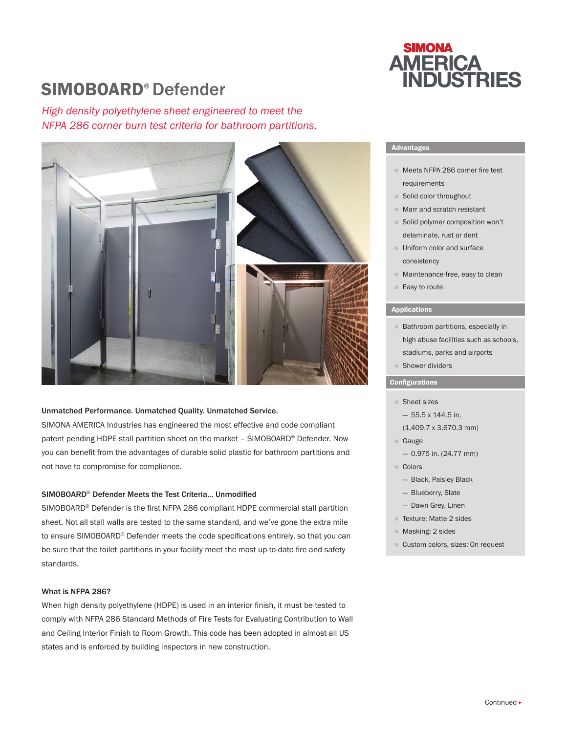SIMONA AMERICA INDUSTRIES

# SIMOBOARD® Defender

*High density polyethylene sheet engineered to meet the NFPA 286 corner burn test criteria for bathroom partitions.*

### Unmatched Performance. Unmatched Quality. Unmatched Service.

SIMONA AMERICA Industries has engineered the most effective and code compliant patent pending HDPE stall partition sheet on the market – SIMOBOARD® Defender. Now you can benefit from the advantages of durable solid plastic for bathroom partitions and not have to compromise for compliance.

### SIMOBOARD® Defender Meets the Test Criteria... Unmodified

SIMOBOARD® Defender is the first NFPA 286 compliant HDPE commercial stall partition sheet. Not all stall walls are tested to the same standard, and we've gone the extra mile to ensure SIMOBOARD® Defender meets the code specifications entirely, so that you can be sure that the toilet partitions in your facility meet the most up-to-date fire and safety standards.

### What is NFPA 286?

When high density polyethylene (HDPE) is used in an interior finish, it must be tested to comply with NFPA 286 Standard Methods of Fire Tests for Evaluating Contribution to Wall and Ceiling Interior Finish to Room Growth. This code has been adopted in almost all US states and is enforced by building inspectors in new construction.

### Advantages

- Meets NFPA 286 corner fire test requirements
- Solid color throughout
- Marr and scratch resistant
- Solid polymer composition won't delaminate, rust or dent
- Uniform color and surface consistency
- Maintenance-free, easy to clean
- Easy to route

### Applications

- Bathroom partitions, especially in high abuse facilities such as schools, stadiums, parks and airports
- Shower dividers

### Configurations

- Sheet sizes
  - 55.5 x 144.5 in. (1,409.7 x 3,670.3 mm)
- Gauge
  - 0.975 in. (24.77 mm)
- Colors
  - Black, Paisley Black
  - Blueberry, Slate
  - Dawn Grey, Linen
- Texture: Matte 2 sides
- Masking: 2 sides
- Custom colors, sizes: On request

Continued ▸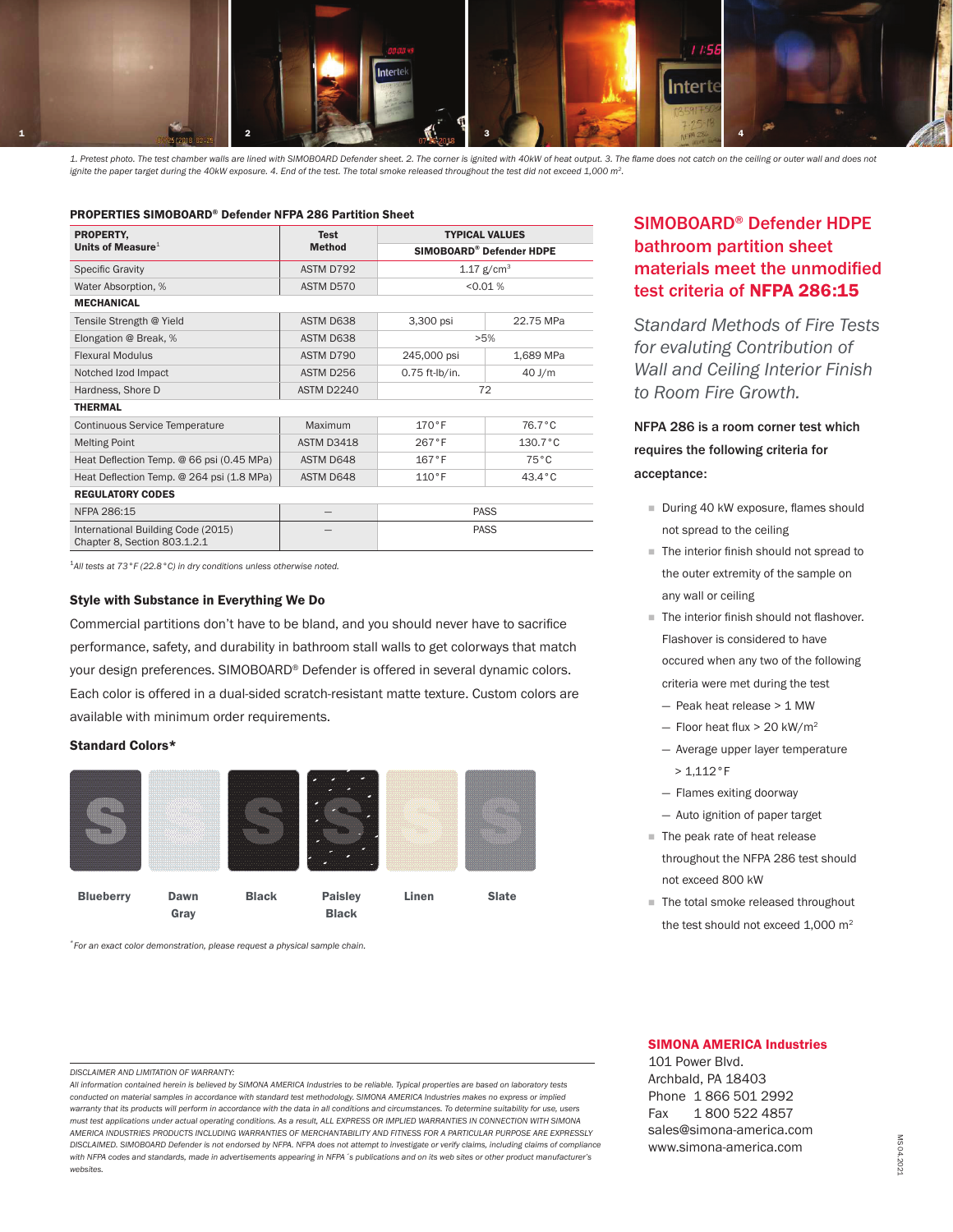1. Pretest photo. The test chamber walls are lined with SIMOBOARD Defender sheet. 2. The corner is ignited with 40kW of heat output. 3. The flame does not catch on the ceiling or outer wall and does not ignite the paper target during the 40kW exposure. 4. End of the test. The total smoke released throughout the test did not exceed 1,000 $m^2$.

## PROPERTIES SIMOBOARD® Defender NFPA 286 Partition Sheet

| PROPERTY, Units of Measure[1] | Test Method | TYPICAL VALUES SIMOBOARD® Defender HDPE | |
|---|---|---|---|
| Specific Gravity | ASTM D792 | 1.17 g/cm³ | |
| Water Absorption, % | ASTM D570 | <0.01 % | |
| **MECHANICAL** | | | |
| Tensile Strength @ Yield | ASTM D638 | 3,300 psi | 22.75 MPa |
| Elongation @ Break, % | ASTM D638 | >5% | |
| Flexural Modulus | ASTM D790 | 245,000 psi | 1,689 MPa |
| Notched Izod Impact | ASTM D256 | 0.75 ft-lb/in. | 40 J/m |
| Hardness, Shore D | ASTM D2240 | 72 | |
| **THERMAL** | | | |
| Continuous Service Temperature | Maximum | 170°F | 76.7°C |
| Melting Point | ASTM D3418 | 267°F | 130.7°C |
| Heat Deflection Temp. @ 66 psi (0.45 MPa) | ASTM D648 | 167°F | 75°C |
| Heat Deflection Temp. @ 264 psi (1.8 MPa) | ASTM D648 | 110°F | 43.4°C |
| **REGULATORY CODES** | | | |
| NFPA 286:15 | – | PASS | |
| International Building Code (2015) Chapter 8, Section 803.1.2.1 | – | PASS | |

[1]*All tests at 73°F (22.8°C) in dry conditions unless otherwise noted.*

### Style with Substance in Everything We Do

Commercial partitions don't have to be bland, and you should never have to sacrifice performance, safety, and durability in bathroom stall walls to get colorways that match your design preferences. SIMOBOARD® Defender is offered in several dynamic colors. Each color is offered in a dual-sided scratch-resistant matte texture. Custom colors are available with minimum order requirements.

### Standard Colors*

Blueberry | Dawn Gray | Black | Paisley Black | Linen | Slate

*For an exact color demonstration, please request a physical sample chain.*

## SIMOBOARD® Defender HDPE bathroom partition sheet materials meet the unmodified test criteria of NFPA 286:15

*Standard Methods of Fire Tests for evaluting Contribution of Wall and Ceiling Interior Finish to Room Fire Growth.*

**NFPA 286 is a room corner test which requires the following criteria for acceptance:**

- During 40 kW exposure, flames should not spread to the ceiling
- The interior finish should not spread to the outer extremity of the sample on any wall or ceiling
- The interior finish should not flashover. Flashover is considered to have occured when any two of the following criteria were met during the test
  - Peak heat release > 1 MW
  - Floor heat flux > 20 kW/m²
  - Average upper layer temperature > 1,112°F
  - Flames exiting doorway
  - Auto ignition of paper target
- The peak rate of heat release throughout the NFPA 286 test should not exceed 800 kW
- The total smoke released throughout the test should not exceed 1,000 m²

*DISCLAIMER AND LIMITATION OF WARRANTY:*
*All information contained herein is believed by SIMONA AMERICA Industries to be reliable. Typical properties are based on laboratory tests conducted on material samples in accordance with standard test methodology. SIMONA AMERICA Industries makes no express or implied warranty that its products will perform in accordance with the data in all conditions and circumstances. To determine suitability for use, users must test applications under actual operating conditions. As a result, ALL EXPRESS OR IMPLIED WARRANTIES IN CONNECTION WITH SIMONA AMERICA INDUSTRIES PRODUCTS INCLUDING WARRANTIES OF MERCHANTABILITY AND FITNESS FOR A PARTICULAR PURPOSE ARE EXPRESSLY DISCLAIMED. SIMOBOARD Defender is not endorsed by NFPA. NFPA does not attempt to investigate or verify claims, including claims of compliance with NFPA codes and standards, made in advertisements appearing in NFPA´s publications and on its web sites or other product manufacturer's websites.*

**SIMONA AMERICA Industries**
101 Power Blvd.
Archbald, PA 18403
Phone 1 866 501 2992
Fax 1 800 522 4857
sales@simona-america.com
www.simona-america.com

MS 04.2021